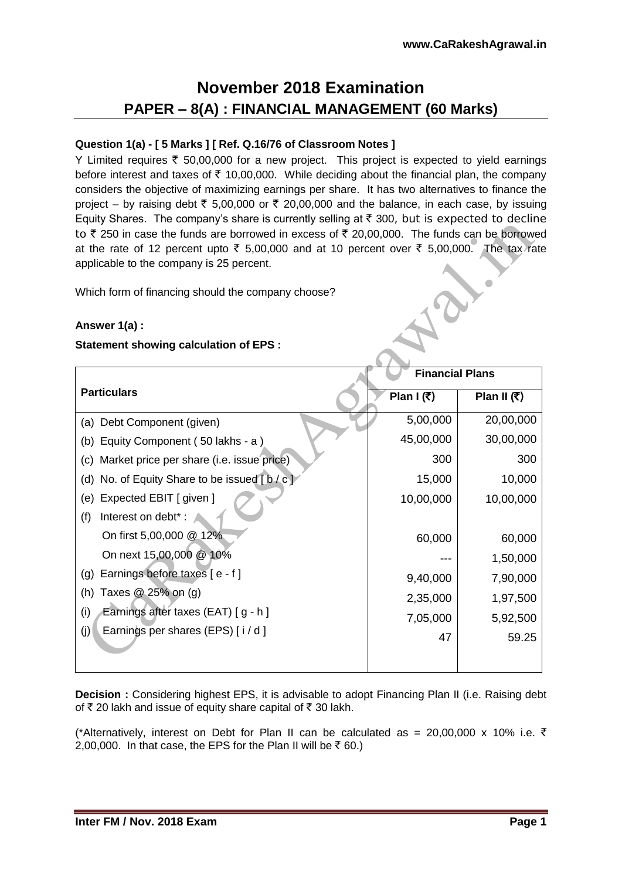# November 2018 Examination

## PAPER – 8(A) : FINANCIAL MANAGEMENT (60 Marks)

**Question 1(a) - [ 5 Marks ] [ Ref. Q.16/76 of Classroom Notes ]**

Y Limited requires ₹ 50,00,000 for a new project. This project is expected to yield earnings before interest and taxes of ₹ 10,00,000. While deciding about the financial plan, the company considers the objective of maximizing earnings per share. It has two alternatives to finance the project – by raising debt ₹ 5,00,000 or ₹ 20,00,000 and the balance, in each case, by issuing Equity Shares. The company's share is currently selling at ₹ 300, but is expected to decline to ₹ 250 in case the funds are borrowed in excess of ₹ 20,00,000. The funds can be borrowed at the rate of 12 percent upto ₹ 5,00,000 and at 10 percent over ₹ 5,00,000. The tax rate applicable to the company is 25 percent.

Which form of financing should the company choose?

**Answer 1(a) :**

**Statement showing calculation of EPS :**

| Particulars | Financial Plans | |
|---|---|---|
| | **Plan I (₹)** | **Plan II (₹)** |
| (a) Debt Component (given) | 5,00,000 | 20,00,000 |
| (b) Equity Component ( 50 lakhs - a ) | 45,00,000 | 30,00,000 |
| (c) Market price per share (i.e. issue price) | 300 | 300 |
| (d) No. of Equity Share to be issued [ b / c ] | 15,000 | 10,000 |
| (e) Expected EBIT [ given ] | 10,00,000 | 10,00,000 |
| (f) Interest on debt* : | | |
| On first 5,00,000 @ 12% | 60,000 | 60,000 |
| On next 15,00,000 @ 10% | --- | 1,50,000 |
| (g) Earnings before taxes [ e - f ] | 9,40,000 | 7,90,000 |
| (h) Taxes @ 25% on (g) | 2,35,000 | 1,97,500 |
| (i) Earnings after taxes (EAT) [ g - h ] | 7,05,000 | 5,92,500 |
| (j) Earnings per shares (EPS) [ i / d ] | 47 | 59.25 |

**Decision :** Considering highest EPS, it is advisable to adopt Financing Plan II (i.e. Raising debt of ₹ 20 lakh and issue of equity share capital of ₹ 30 lakh.

(*Alternatively, interest on Debt for Plan II can be calculated as = 20,00,000 x 10% i.e. ₹ 2,00,000. In that case, the EPS for the Plan II will be ₹ 60.)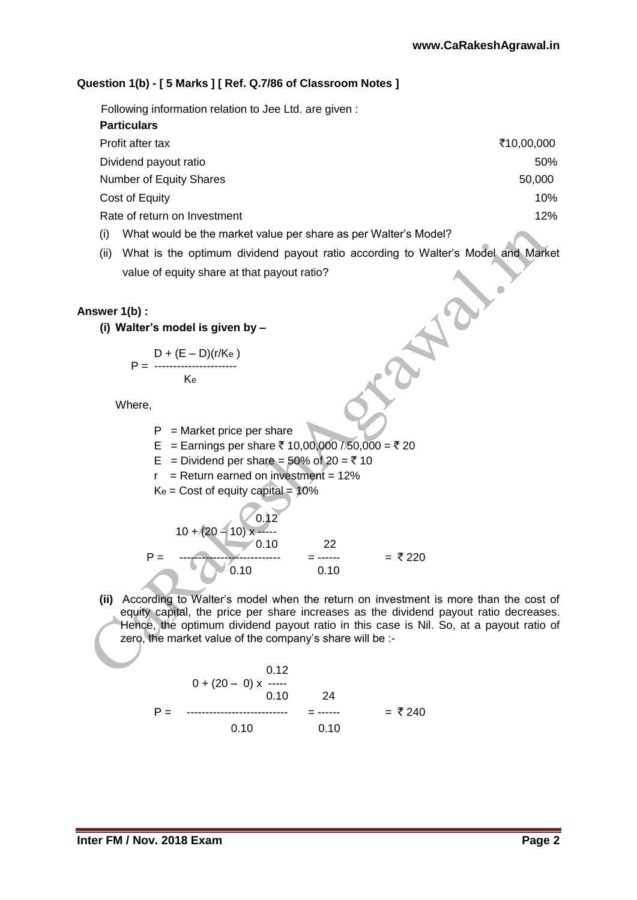**Question 1(b) - [ 5 Marks ] [ Ref. Q.7/86 of Classroom Notes ]**

Following information relation to Jee Ltd. are given :

| **Particulars** | |
|---|---|
| Profit after tax | ₹10,00,000 |
| Dividend payout ratio | 50% |
| Number of Equity Shares | 50,000 |
| Cost of Equity | 10% |
| Rate of return on Investment | 12% |

(i) What would be the market value per share as per Walter's Model?

(ii) What is the optimum dividend payout ratio according to Walter's Model and Market value of equity share at that payout ratio?

**Answer 1(b) :**

**(i) Walter's model is given by –**

$$P = \frac{D + (E - D)(r/K_e)}{K_e}$$

Where,

$P$ = Market price per share

$E$ = Earnings per share ₹ 10,00,000 / 50,000 = ₹ 20

$E$ = Dividend per share = 50% of 20 = ₹ 10

$r$ = Return earned on investment = 12%

$K_e$ = Cost of equity capital = 10%

$$P = \frac{10 + (20 - 10) \times \frac{0.12}{0.10}}{0.10} = \frac{22}{0.10} = ₹\,220$$

**(ii)** According to Walter's model when the return on investment is more than the cost of equity capital, the price per share increases as the dividend payout ratio decreases. Hence, the optimum dividend payout ratio in this case is Nil. So, at a payout ratio of zero, the market value of the company's share will be :-

$$P = \frac{0 + (20 - 0) \times \frac{0.12}{0.10}}{0.10} = \frac{24}{0.10} = ₹\,240$$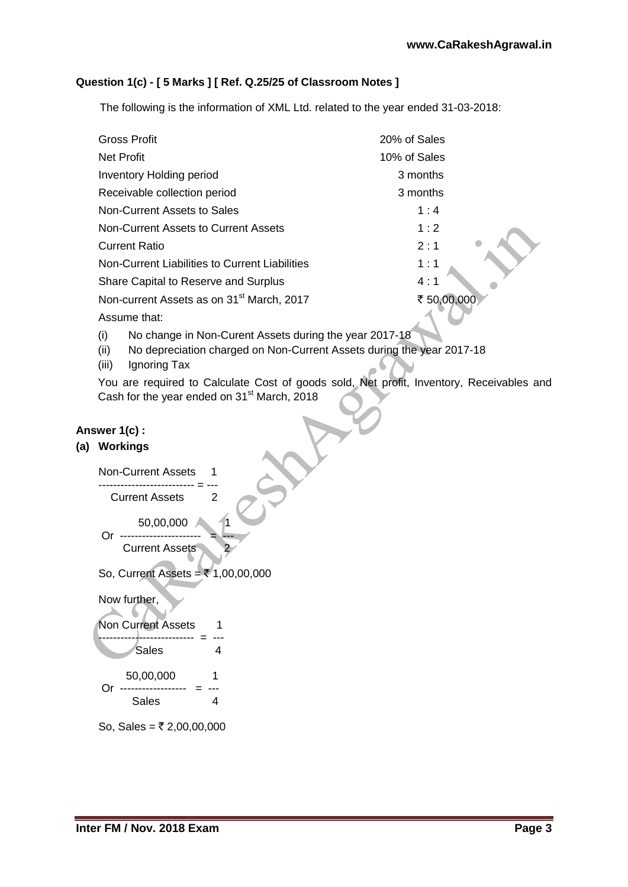### Question 1(c) - [ 5 Marks ] [ Ref. Q.25/25 of Classroom Notes ]

The following is the information of XML Ltd. related to the year ended 31-03-2018:

| | |
|---|---|
| Gross Profit | 20% of Sales |
| Net Profit | 10% of Sales |
| Inventory Holding period | 3 months |
| Receivable collection period | 3 months |
| Non-Current Assets to Sales | 1 : 4 |
| Non-Current Assets to Current Assets | 1 : 2 |
| Current Ratio | 2 : 1 |
| Non-Current Liabilities to Current Liabilities | 1 : 1 |
| Share Capital to Reserve and Surplus | 4 : 1 |
| Non-current Assets as on 31st March, 2017 | ₹ 50,00,000 |

Assume that:

(i) No change in Non-Curent Assets during the year 2017-18

(ii) No depreciation charged on Non-Current Assets during the year 2017-18

(iii) Ignoring Tax

You are required to Calculate Cost of goods sold, Net profit, Inventory, Receivables and Cash for the year ended on 31st March, 2018

### Answer 1(c) :

**(a) Workings**

$$\frac{\text{Non-Current Assets}}{\text{Current Assets}} = \frac{1}{2}$$

$$\text{Or } \frac{50,00,000}{\text{Current Assets}} = \frac{1}{2}$$

So, Current Assets = ₹ 1,00,00,000

Now further,

$$\frac{\text{Non Current Assets}}{\text{Sales}} = \frac{1}{4}$$

$$\text{Or } \frac{50,00,000}{\text{Sales}} = \frac{1}{4}$$

So, Sales = ₹ 2,00,00,000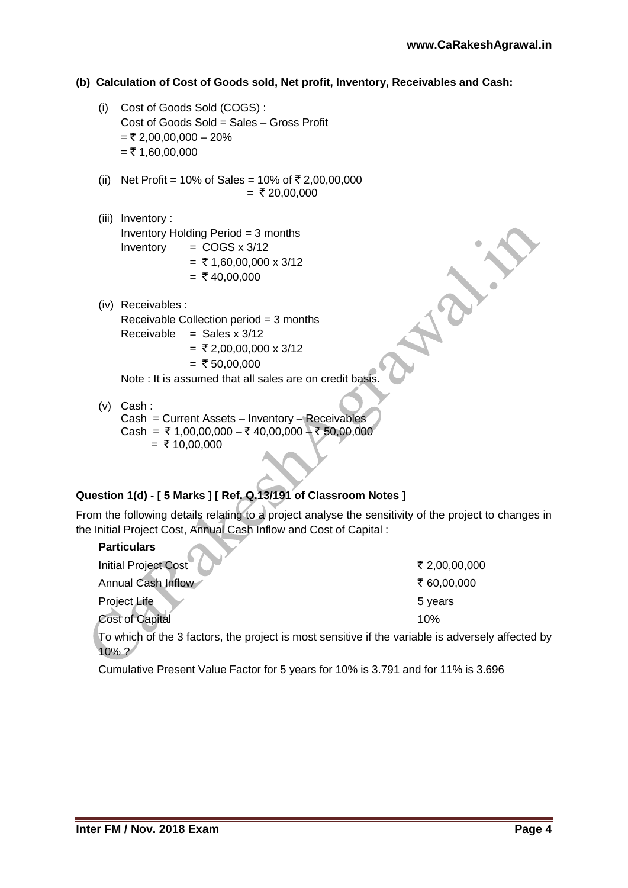**(b) Calculation of Cost of Goods sold, Net profit, Inventory, Receivables and Cash:**

(i) Cost of Goods Sold (COGS) :
 Cost of Goods Sold = Sales – Gross Profit
 = ₹ 2,00,00,000 – 20%
 = ₹ 1,60,00,000

(ii) Net Profit = 10% of Sales = 10% of ₹ 2,00,00,000
 = ₹ 20,00,000

(iii) Inventory :
 Inventory Holding Period = 3 months
 Inventory = COGS x 3/12
 = ₹ 1,60,00,000 x 3/12
 = ₹ 40,00,000

(iv) Receivables :
 Receivable Collection period = 3 months
 Receivable = Sales x 3/12
 = ₹ 2,00,00,000 x 3/12
 = ₹ 50,00,000
 Note : It is assumed that all sales are on credit basis.

(v) Cash :
 Cash = Current Assets – Inventory – Receivables
 Cash = ₹ 1,00,00,000 – ₹ 40,00,000 – ₹ 50,00,000
 = ₹ 10,00,000

**Question 1(d) - [ 5 Marks ] [ Ref. Q.13/191 of Classroom Notes ]**

From the following details relating to a project analyse the sensitivity of the project to changes in the Initial Project Cost, Annual Cash Inflow and Cost of Capital :

| **Particulars** | |
|---|---|
| Initial Project Cost | ₹ 2,00,00,000 |
| Annual Cash Inflow | ₹ 60,00,000 |
| Project Life | 5 years |
| Cost of Capital | 10% |

To which of the 3 factors, the project is most sensitive if the variable is adversely affected by 10% ?

Cumulative Present Value Factor for 5 years for 10% is 3.791 and for 11% is 3.696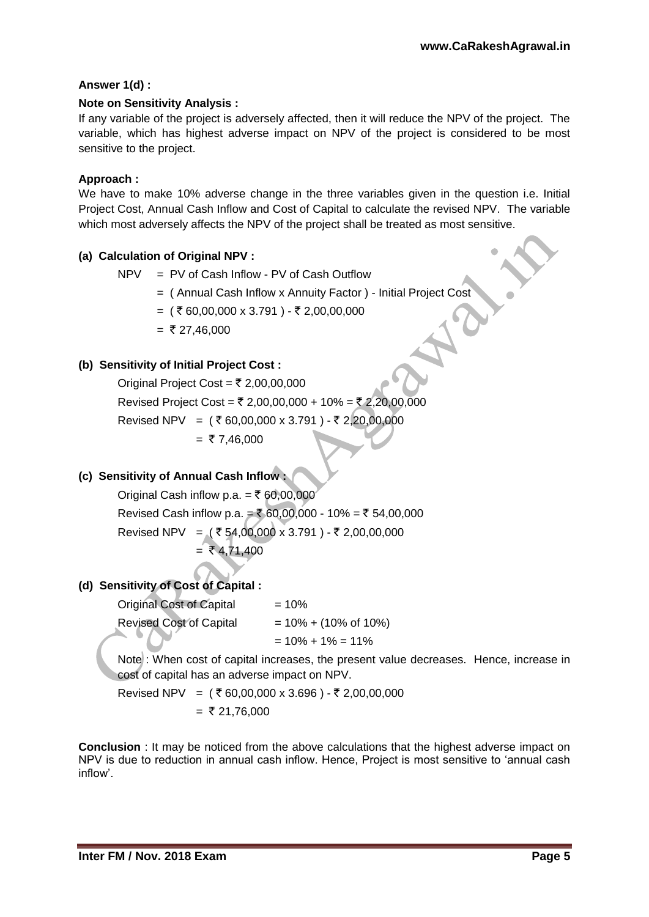**Answer 1(d) :**

**Note on Sensitivity Analysis :**

If any variable of the project is adversely affected, then it will reduce the NPV of the project. The variable, which has highest adverse impact on NPV of the project is considered to be most sensitive to the project.

**Approach :**

We have to make 10% adverse change in the three variables given in the question i.e. Initial Project Cost, Annual Cash Inflow and Cost of Capital to calculate the revised NPV. The variable which most adversely affects the NPV of the project shall be treated as most sensitive.

**(a) Calculation of Original NPV :**

NPV = PV of Cash Inflow - PV of Cash Outflow

= ( Annual Cash Inflow x Annuity Factor ) - Initial Project Cost

= ( ₹ 60,00,000 x 3.791 ) - ₹ 2,00,00,000

= ₹ 27,46,000

**(b) Sensitivity of Initial Project Cost :**

Original Project Cost = ₹ 2,00,00,000

Revised Project Cost = ₹ 2,00,00,000 + 10% = ₹ 2,20,00,000

Revised NPV = ( ₹ 60,00,000 x 3.791 ) - ₹ 2,20,00,000

= ₹ 7,46,000

**(c) Sensitivity of Annual Cash Inflow :**

Original Cash inflow p.a. = ₹ 60,00,000

Revised Cash inflow p.a. = ₹ 60,00,000 - 10% = ₹ 54,00,000

Revised NPV = ( ₹ 54,00,000 x 3.791 ) - ₹ 2,00,00,000

= ₹ 4,71,400

**(d) Sensitivity of Cost of Capital :**

Original Cost of Capital = 10%

Revised Cost of Capital = 10% + (10% of 10%)

= 10% + 1% = 11%

Note : When cost of capital increases, the present value decreases. Hence, increase in cost of capital has an adverse impact on NPV.

Revised NPV = ( ₹ 60,00,000 x 3.696 ) - ₹ 2,00,00,000

= ₹ 21,76,000

**Conclusion** : It may be noticed from the above calculations that the highest adverse impact on NPV is due to reduction in annual cash inflow. Hence, Project is most sensitive to 'annual cash inflow'.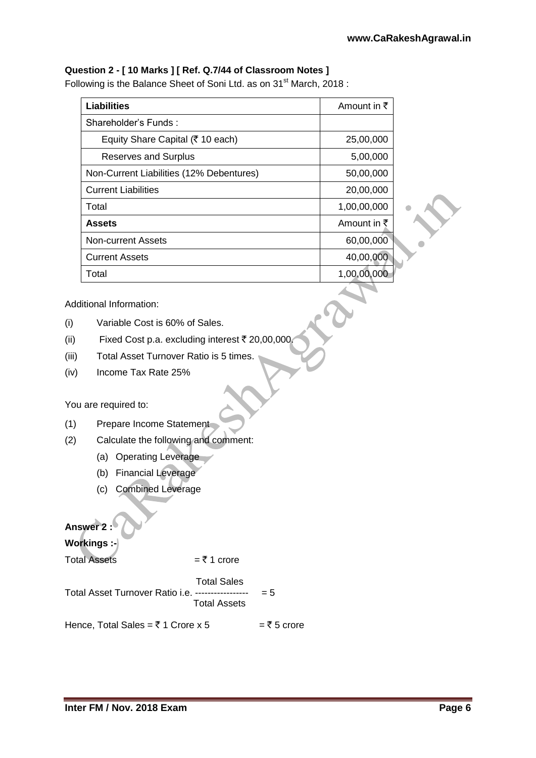**Question 2 - [ 10 Marks ] [ Ref. Q.7/44 of Classroom Notes ]**

Following is the Balance Sheet of Soni Ltd. as on 31st March, 2018 :

| Liabilities | Amount in ₹ |
|---|---|
| Shareholder's Funds : | |
| Equity Share Capital (₹ 10 each) | 25,00,000 |
| Reserves and Surplus | 5,00,000 |
| Non-Current Liabilities (12% Debentures) | 50,00,000 |
| Current Liabilities | 20,00,000 |
| Total | 1,00,00,000 |
| **Assets** | **Amount in ₹** |
| Non-current Assets | 60,00,000 |
| Current Assets | 40,00,000 |
| Total | 1,00,00,000 |

Additional Information:

(i) Variable Cost is 60% of Sales.

(ii) Fixed Cost p.a. excluding interest ₹ 20,00,000.

(iii) Total Asset Turnover Ratio is 5 times.

(iv) Income Tax Rate 25%

You are required to:

(1) Prepare Income Statement

(2) Calculate the following and comment:

(a) Operating Leverage

(b) Financial Leverage

(c) Combined Leverage

**Answer 2 :**

**Workings :-**

Total Assets = ₹ 1 crore

Total Asset Turnover Ratio i.e. $\dfrac{\text{Total Sales}}{\text{Total Assets}} = 5$

Hence, Total Sales = ₹ 1 Crore x 5 = ₹ 5 crore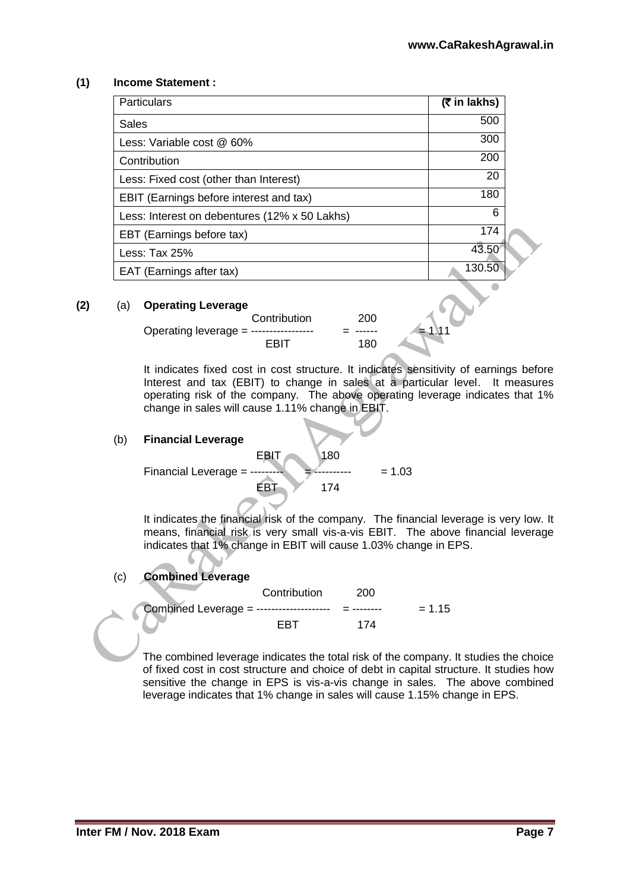**(1) Income Statement :**

| Particulars | (₹ in lakhs) |
|---|---|
| Sales | 500 |
| Less: Variable cost @ 60% | 300 |
| Contribution | 200 |
| Less: Fixed cost (other than Interest) | 20 |
| EBIT (Earnings before interest and tax) | 180 |
| Less: Interest on debentures (12% x 50 Lakhs) | 6 |
| EBT (Earnings before tax) | 174 |
| Less: Tax 25% | 43.50 |
| EAT (Earnings after tax) | 130.50 |

**(2)** (a) **Operating Leverage**

$$\text{Operating leverage} = \frac{\text{Contribution}}{\text{EBIT}} = \frac{200}{180} = 1.11$$

It indicates fixed cost in cost structure. It indicates sensitivity of earnings before Interest and tax (EBIT) to change in sales at a particular level. It measures operating risk of the company. The above operating leverage indicates that 1% change in sales will cause 1.11% change in EBIT.

(b) **Financial Leverage**

$$\text{Financial Leverage} = \frac{\text{EBIT}}{\text{EBT}} = \frac{180}{174} = 1.03$$

It indicates the financial risk of the company. The financial leverage is very low. It means, financial risk is very small vis-a-vis EBIT. The above financial leverage indicates that 1% change in EBIT will cause 1.03% change in EPS.

(c) **Combined Leverage**

$$\text{Combined Leverage} = \frac{\text{Contribution}}{\text{EBT}} = \frac{200}{174} = 1.15$$

The combined leverage indicates the total risk of the company. It studies the choice of fixed cost in cost structure and choice of debt in capital structure. It studies how sensitive the change in EPS is vis-a-vis change in sales. The above combined leverage indicates that 1% change in sales will cause 1.15% change in EPS.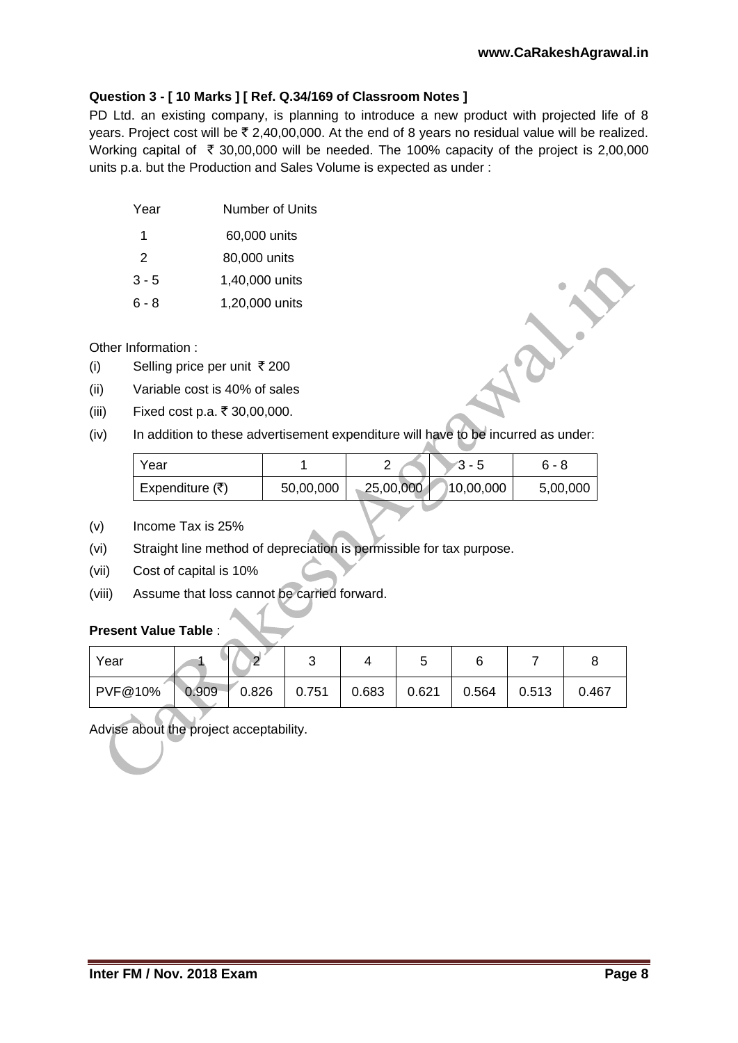**Question 3 - [ 10 Marks ] [ Ref. Q.34/169 of Classroom Notes ]**

PD Ltd. an existing company, is planning to introduce a new product with projected life of 8 years. Project cost will be ₹ 2,40,00,000. At the end of 8 years no residual value will be realized. Working capital of ₹ 30,00,000 will be needed. The 100% capacity of the project is 2,00,000 units p.a. but the Production and Sales Volume is expected as under :

| Year | Number of Units |
|---|---|
| 1 | 60,000 units |
| 2 | 80,000 units |
| 3 - 5 | 1,40,000 units |
| 6 - 8 | 1,20,000 units |

Other Information :

(i) Selling price per unit ₹ 200

(ii) Variable cost is 40% of sales

(iii) Fixed cost p.a. ₹ 30,00,000.

(iv) In addition to these advertisement expenditure will have to be incurred as under:

| Year | 1 | 2 | 3 - 5 | 6 - 8 |
|---|---|---|---|---|
| Expenditure (₹) | 50,00,000 | 25,00,000 | 10,00,000 | 5,00,000 |

(v) Income Tax is 25%

(vi) Straight line method of depreciation is permissible for tax purpose.

(vii) Cost of capital is 10%

(viii) Assume that loss cannot be carried forward.

**Present Value Table** :

| Year | 1 | 2 | 3 | 4 | 5 | 6 | 7 | 8 |
|---|---|---|---|---|---|---|---|---|
| PVF@10% | 0.909 | 0.826 | 0.751 | 0.683 | 0.621 | 0.564 | 0.513 | 0.467 |

Advise about the project acceptability.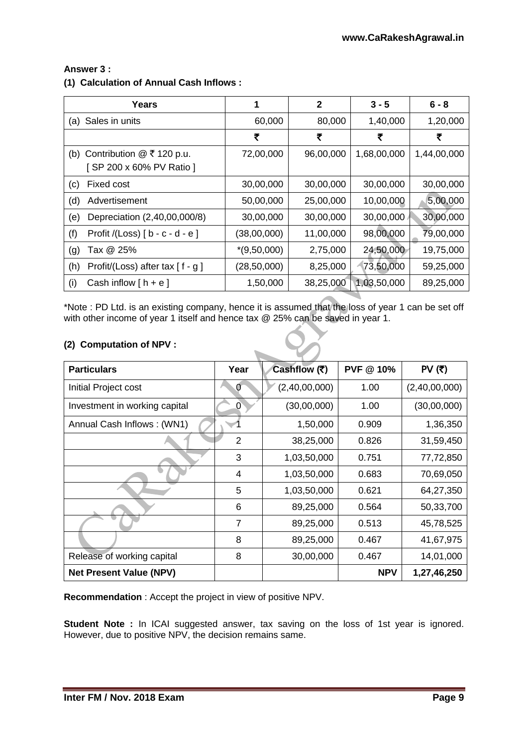**Answer 3 :**

**(1) Calculation of Annual Cash Inflows :**

| Years | 1 | 2 | 3 - 5 | 6 - 8 |
|---|---|---|---|---|
| (a) Sales in units | 60,000 | 80,000 | 1,40,000 | 1,20,000 |
| | ₹ | ₹ | ₹ | ₹ |
| (b) Contribution @ ₹ 120 p.u. [ SP 200 x 60% PV Ratio ] | 72,00,000 | 96,00,000 | 1,68,00,000 | 1,44,00,000 |
| (c) Fixed cost | 30,00,000 | 30,00,000 | 30,00,000 | 30,00,000 |
| (d) Advertisement | 50,00,000 | 25,00,000 | 10,00,000 | 5,00,000 |
| (e) Depreciation (2,40,00,000/8) | 30,00,000 | 30,00,000 | 30,00,000 | 30,00,000 |
| (f) Profit /(Loss) [ b - c - d - e ] | (38,00,000) | 11,00,000 | 98,00,000 | 79,00,000 |
| (g) Tax @ 25% | *(9,50,000) | 2,75,000 | 24,50,000 | 19,75,000 |
| (h) Profit/(Loss) after tax [ f - g ] | (28,50,000) | 8,25,000 | 73,50,000 | 59,25,000 |
| (i) Cash inflow [ h + e ] | 1,50,000 | 38,25,000 | 1,03,50,000 | 89,25,000 |

*Note : PD Ltd. is an existing company, hence it is assumed that the loss of year 1 can be set off with other income of year 1 itself and hence tax @ 25% can be saved in year 1.

**(2) Computation of NPV :**

| Particulars | Year | Cashflow (₹) | PVF @ 10% | PV (₹) |
|---|---|---|---|---|
| Initial Project cost | 0 | (2,40,00,000) | 1.00 | (2,40,00,000) |
| Investment in working capital | 0 | (30,00,000) | 1.00 | (30,00,000) |
| Annual Cash Inflows : (WN1) | 1 | 1,50,000 | 0.909 | 1,36,350 |
| | 2 | 38,25,000 | 0.826 | 31,59,450 |
| | 3 | 1,03,50,000 | 0.751 | 77,72,850 |
| | 4 | 1,03,50,000 | 0.683 | 70,69,050 |
| | 5 | 1,03,50,000 | 0.621 | 64,27,350 |
| | 6 | 89,25,000 | 0.564 | 50,33,700 |
| | 7 | 89,25,000 | 0.513 | 45,78,525 |
| | 8 | 89,25,000 | 0.467 | 41,67,975 |
| Release of working capital | 8 | 30,00,000 | 0.467 | 14,01,000 |
| **Net Present Value (NPV)** | | | **NPV** | **1,27,46,250** |

**Recommendation** : Accept the project in view of positive NPV.

**Student Note :** In ICAI suggested answer, tax saving on the loss of 1st year is ignored. However, due to positive NPV, the decision remains same.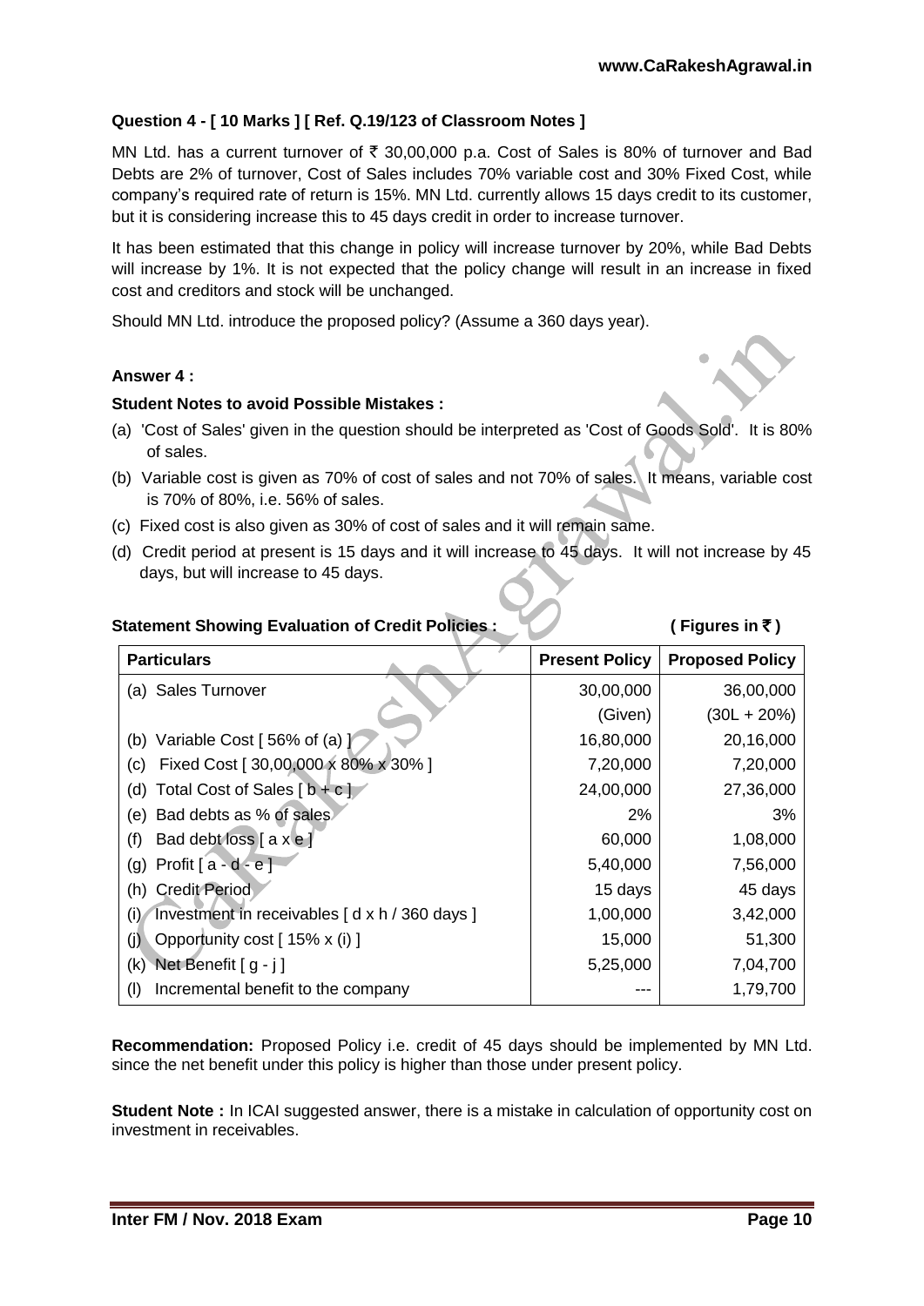**Question 4 - [ 10 Marks ] [ Ref. Q.19/123 of Classroom Notes ]**

MN Ltd. has a current turnover of ₹ 30,00,000 p.a. Cost of Sales is 80% of turnover and Bad Debts are 2% of turnover, Cost of Sales includes 70% variable cost and 30% Fixed Cost, while company's required rate of return is 15%. MN Ltd. currently allows 15 days credit to its customer, but it is considering increase this to 45 days credit in order to increase turnover.

It has been estimated that this change in policy will increase turnover by 20%, while Bad Debts will increase by 1%. It is not expected that the policy change will result in an increase in fixed cost and creditors and stock will be unchanged.

Should MN Ltd. introduce the proposed policy? (Assume a 360 days year).

**Answer 4 :**

**Student Notes to avoid Possible Mistakes :**

(a) 'Cost of Sales' given in the question should be interpreted as 'Cost of Goods Sold'. It is 80% of sales.

(b) Variable cost is given as 70% of cost of sales and not 70% of sales. It means, variable cost is 70% of 80%, i.e. 56% of sales.

(c) Fixed cost is also given as 30% of cost of sales and it will remain same.

(d) Credit period at present is 15 days and it will increase to 45 days. It will not increase by 45 days, but will increase to 45 days.

**Statement Showing Evaluation of Credit Policies :** **( Figures in ₹ )**

| Particulars | Present Policy | Proposed Policy |
|---|---|---|
| (a) Sales Turnover | 30,00,000 | 36,00,000 |
| | (Given) | (30L + 20%) |
| (b) Variable Cost [ 56% of (a) ] | 16,80,000 | 20,16,000 |
| (c) Fixed Cost [ 30,00,000 x 80% x 30% ] | 7,20,000 | 7,20,000 |
| (d) Total Cost of Sales [ b + c ] | 24,00,000 | 27,36,000 |
| (e) Bad debts as % of sales | 2% | 3% |
| (f) Bad debt loss [ a x e ] | 60,000 | 1,08,000 |
| (g) Profit [ a - d - e ] | 5,40,000 | 7,56,000 |
| (h) Credit Period | 15 days | 45 days |
| (i) Investment in receivables [ d x h / 360 days ] | 1,00,000 | 3,42,000 |
| (j) Opportunity cost [ 15% x (i) ] | 15,000 | 51,300 |
| (k) Net Benefit [ g - j ] | 5,25,000 | 7,04,700 |
| (l) Incremental benefit to the company | --- | 1,79,700 |

**Recommendation:** Proposed Policy i.e. credit of 45 days should be implemented by MN Ltd. since the net benefit under this policy is higher than those under present policy.

**Student Note :** In ICAI suggested answer, there is a mistake in calculation of opportunity cost on investment in receivables.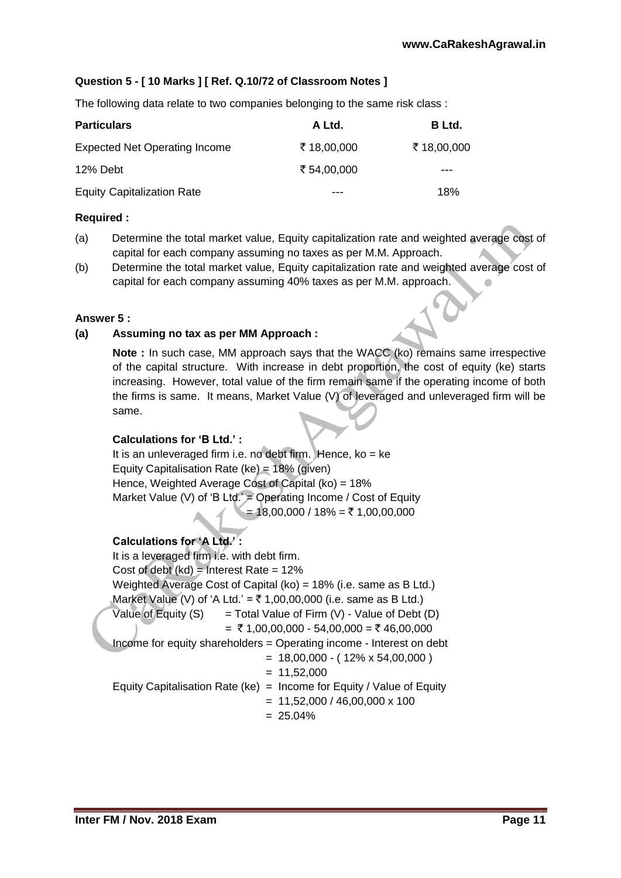**Question 5 - [ 10 Marks ] [ Ref. Q.10/72 of Classroom Notes ]**

The following data relate to two companies belonging to the same risk class :

| **Particulars** | **A Ltd.** | **B Ltd.** |
|---|---|---|
| Expected Net Operating Income | ₹ 18,00,000 | ₹ 18,00,000 |
| 12% Debt | ₹ 54,00,000 | --- |
| Equity Capitalization Rate | --- | 18% |

**Required :**

(a) Determine the total market value, Equity capitalization rate and weighted average cost of capital for each company assuming no taxes as per M.M. Approach.

(b) Determine the total market value, Equity capitalization rate and weighted average cost of capital for each company assuming 40% taxes as per M.M. approach.

**Answer 5 :**

**(a) Assuming no tax as per MM Approach :**

**Note :** In such case, MM approach says that the WACC (ko) remains same irrespective of the capital structure. With increase in debt proportion, the cost of equity (ke) starts increasing. However, total value of the firm remain same if the operating income of both the firms is same. It means, Market Value (V) of leveraged and unleveraged firm will be same.

**Calculations for 'B Ltd.' :**

It is an unleveraged firm i.e. no debt firm. Hence, ko = ke
Equity Capitalisation Rate (ke) = 18% (given)
Hence, Weighted Average Cost of Capital (ko) = 18%
Market Value (V) of 'B Ltd.' = Operating Income / Cost of Equity
= 18,00,000 / 18% = ₹ 1,00,00,000

**Calculations for 'A Ltd.' :**

It is a leveraged firm i.e. with debt firm.
Cost of debt (kd) = Interest Rate = 12%
Weighted Average Cost of Capital (ko) = 18% (i.e. same as B Ltd.)
Market Value (V) of 'A Ltd.' = ₹ 1,00,00,000 (i.e. same as B Ltd.)
Value of Equity (S) = Total Value of Firm (V) - Value of Debt (D)
= ₹ 1,00,00,000 - 54,00,000 = ₹ 46,00,000
Income for equity shareholders = Operating income - Interest on debt
= 18,00,000 - ( 12% x 54,00,000 )
= 11,52,000
Equity Capitalisation Rate (ke) = Income for Equity / Value of Equity
= 11,52,000 / 46,00,000 x 100
= 25.04%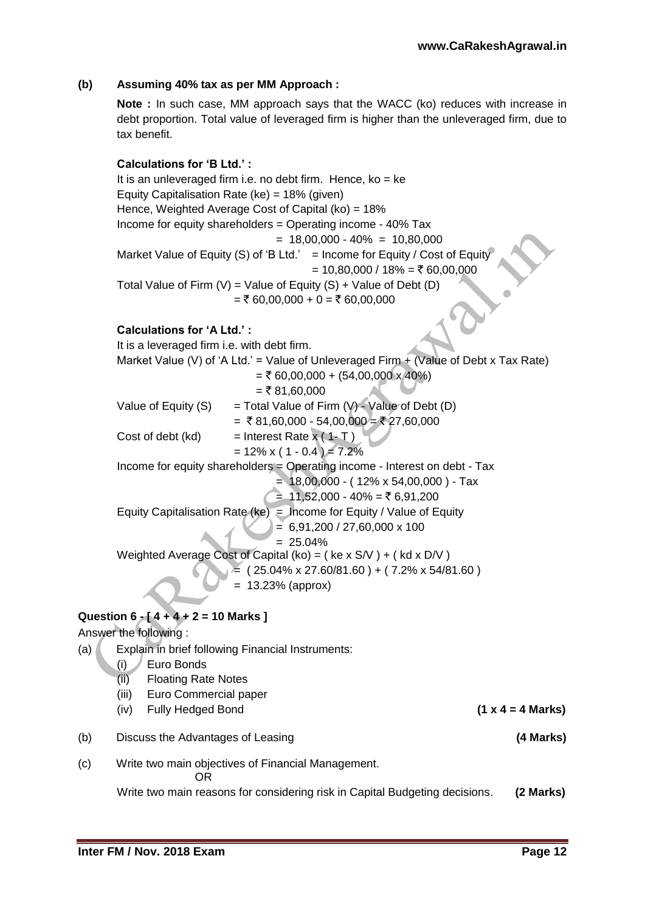**(b) Assuming 40% tax as per MM Approach :**

**Note :** In such case, MM approach says that the WACC (ko) reduces with increase in debt proportion. Total value of leveraged firm is higher than the unleveraged firm, due to tax benefit.

**Calculations for 'B Ltd.' :**

It is an unleveraged firm i.e. no debt firm. Hence, ko = ke

Equity Capitalisation Rate (ke) = 18% (given)

Hence, Weighted Average Cost of Capital (ko) = 18%

Income for equity shareholders = Operating income - 40% Tax
= 18,00,000 - 40% = 10,80,000

Market Value of Equity (S) of 'B Ltd.' = Income for Equity / Cost of Equity
= 10,80,000 / 18% = ₹ 60,00,000

Total Value of Firm (V) = Value of Equity (S) + Value of Debt (D)
= ₹ 60,00,000 + 0 = ₹ 60,00,000

**Calculations for 'A Ltd.' :**

It is a leveraged firm i.e. with debt firm.

Market Value (V) of 'A Ltd.' = Value of Unleveraged Firm + (Value of Debt x Tax Rate)
= ₹ 60,00,000 + (54,00,000 x 40%)
= ₹ 81,60,000

Value of Equity (S) = Total Value of Firm (V) - Value of Debt (D)
= ₹ 81,60,000 - 54,00,000 = ₹ 27,60,000

Cost of debt (kd) = Interest Rate x ( 1- T )
= 12% x ( 1 - 0.4 ) = 7.2%

Income for equity shareholders = Operating income - Interest on debt - Tax
= 18,00,000 - ( 12% x 54,00,000 ) - Tax
= 11,52,000 - 40% = ₹ 6,91,200

Equity Capitalisation Rate (ke) = Income for Equity / Value of Equity
= 6,91,200 / 27,60,000 x 100
= 25.04%

Weighted Average Cost of Capital (ko) = ( ke x S/V ) + ( kd x D/V )
= ( 25.04% x 27.60/81.60 ) + ( 7.2% x 54/81.60 )
= 13.23% (approx)

**Question 6 - [ 4 + 4 + 2 = 10 Marks ]**

Answer the following :

(a) Explain in brief following Financial Instruments:
  (i) Euro Bonds
  (ii) Floating Rate Notes
  (iii) Euro Commercial paper
  (iv) Fully Hedged Bond **(1 x 4 = 4 Marks)**

(b) Discuss the Advantages of Leasing **(4 Marks)**

(c) Write two main objectives of Financial Management.

OR

Write two main reasons for considering risk in Capital Budgeting decisions. **(2 Marks)**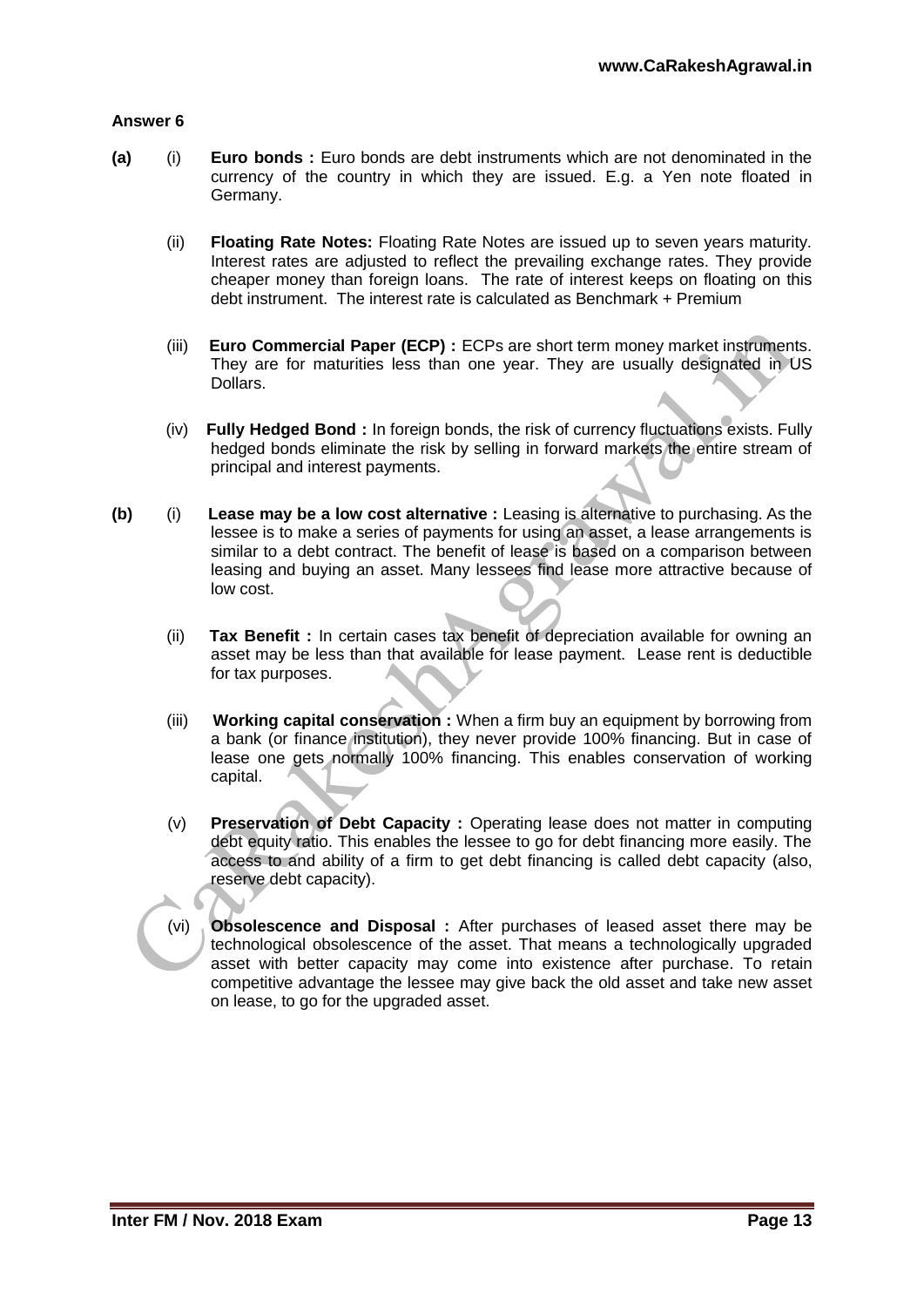**Answer 6**

**(a)** (i) **Euro bonds :** Euro bonds are debt instruments which are not denominated in the currency of the country in which they are issued. E.g. a Yen note floated in Germany.

(ii) **Floating Rate Notes:** Floating Rate Notes are issued up to seven years maturity. Interest rates are adjusted to reflect the prevailing exchange rates. They provide cheaper money than foreign loans. The rate of interest keeps on floating on this debt instrument. The interest rate is calculated as Benchmark + Premium

(iii) **Euro Commercial Paper (ECP) :** ECPs are short term money market instruments. They are for maturities less than one year. They are usually designated in US Dollars.

(iv) **Fully Hedged Bond :** In foreign bonds, the risk of currency fluctuations exists. Fully hedged bonds eliminate the risk by selling in forward markets the entire stream of principal and interest payments.

**(b)** (i) **Lease may be a low cost alternative :** Leasing is alternative to purchasing. As the lessee is to make a series of payments for using an asset, a lease arrangements is similar to a debt contract. The benefit of lease is based on a comparison between leasing and buying an asset. Many lessees find lease more attractive because of low cost.

(ii) **Tax Benefit :** In certain cases tax benefit of depreciation available for owning an asset may be less than that available for lease payment. Lease rent is deductible for tax purposes.

(iii) **Working capital conservation :** When a firm buy an equipment by borrowing from a bank (or finance institution), they never provide 100% financing. But in case of lease one gets normally 100% financing. This enables conservation of working capital.

(v) **Preservation of Debt Capacity :** Operating lease does not matter in computing debt equity ratio. This enables the lessee to go for debt financing more easily. The access to and ability of a firm to get debt financing is called debt capacity (also, reserve debt capacity).

(vi) **Obsolescence and Disposal :** After purchases of leased asset there may be technological obsolescence of the asset. That means a technologically upgraded asset with better capacity may come into existence after purchase. To retain competitive advantage the lessee may give back the old asset and take new asset on lease, to go for the upgraded asset.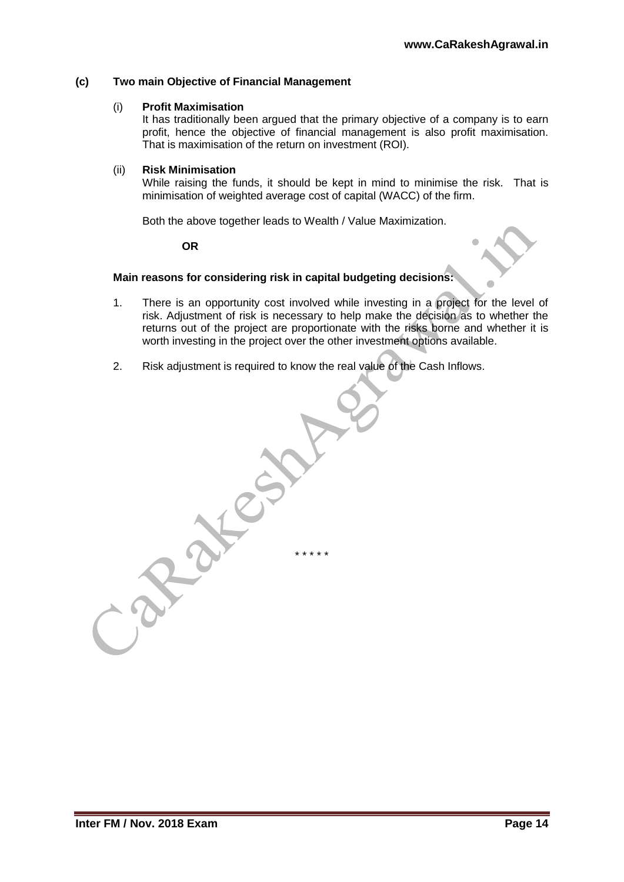**(c) Two main Objective of Financial Management**

(i) **Profit Maximisation**

It has traditionally been argued that the primary objective of a company is to earn profit, hence the objective of financial management is also profit maximisation. That is maximisation of the return on investment (ROI).

(ii) **Risk Minimisation**

While raising the funds, it should be kept in mind to minimise the risk. That is minimisation of weighted average cost of capital (WACC) of the firm.

Both the above together leads to Wealth / Value Maximization.

**OR**

**Main reasons for considering risk in capital budgeting decisions:**

1. There is an opportunity cost involved while investing in a project for the level of risk. Adjustment of risk is necessary to help make the decision as to whether the returns out of the project are proportionate with the risks borne and whether it is worth investing in the project over the other investment options available.

2. Risk adjustment is required to know the real value of the Cash Inflows.

* * * * *